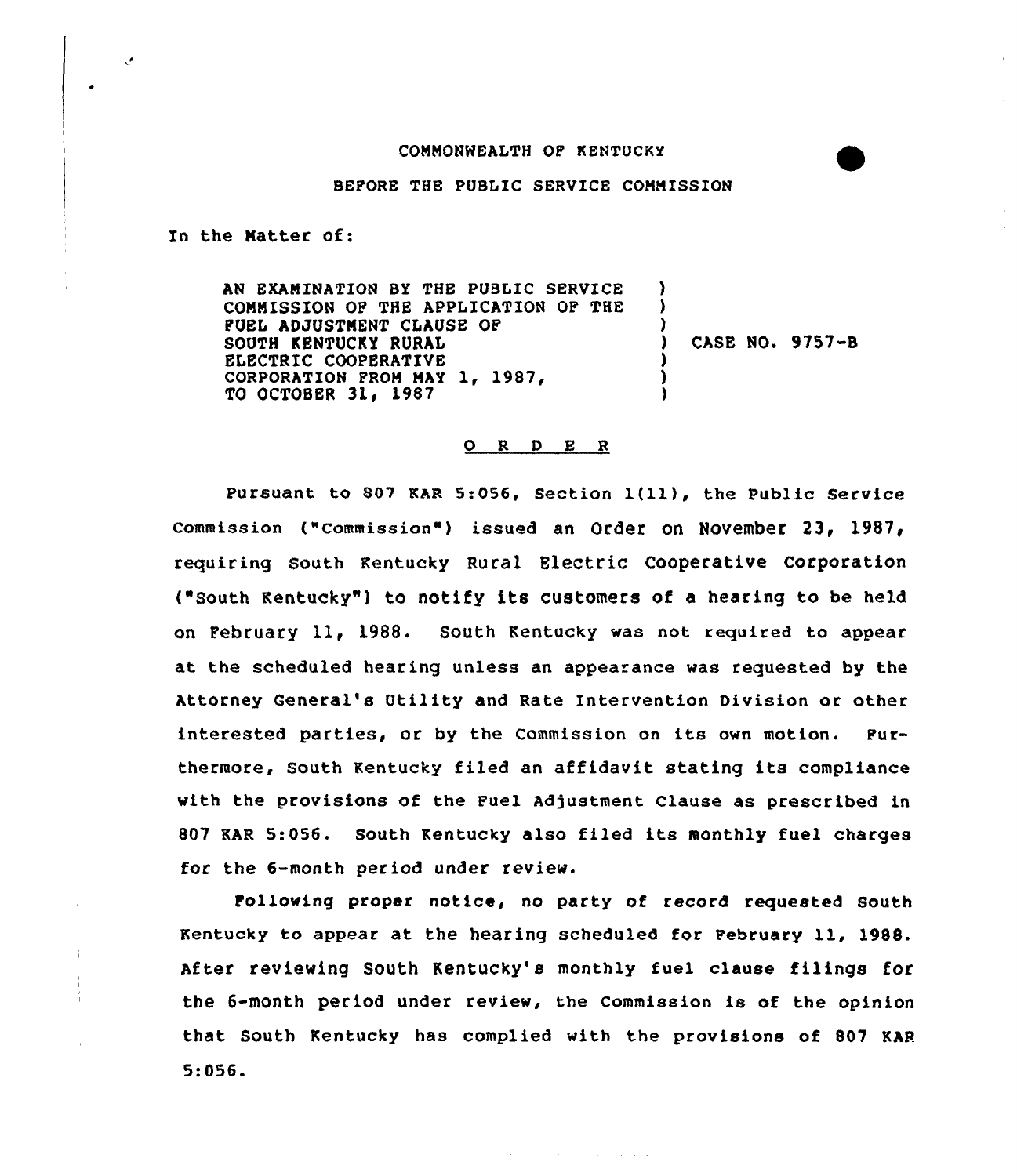COMMONWEALTH OF KENTUCKY

BEFORE THE PUBLIC SERVICE COMMISSION

In the Matter of:

AN EXAMINATION BY THE PUBLIC SERVICE COMMISSION OF THE APPLICATION OF THE FUEL ADJUSTMENT CLAUSE OF SOUTH KENTUCKY RURAL ELECTRIC COOPERATIVE CORPORATION FROM MAY 1, 1987, TO OCTOBER 31, 1987 ) CASE NO. 9757-B

## O R D E R

Pursuant to 807 KAR 5:056, Section 1(11), the Public Service Commission ("Commission") issued an Order on November 23, 1987, requiring South Kentucky Rural Electric Cooperative Corporation ("South Kentucky") to notify its customers of a hearing to be held on February 11, 1988. South Kentucky was not required to appear at the scheduled hearing unless an appearance was requested by the Attorney General's Utility and Rate Intervention Division or other interested parties, or by the Commission on its own motion. Furthermore, South Kentucky filed an affidavit stating its compliance with the provisions of the Fuel Adjustment Clause as prescribed in 807 KAR 5:056. South Kentucky also filed its monthly fuel charges for the 6-month period under review.

Following proper notice, no party of record requested South Kentucky to appear at the hearing scheduled for February 11, 1988. After reviewing South Kentucky's monthly fuel clause filings for the 6-month period under review, the Commission is of the opinion that South Kentucky has complied with the provisions of 807 KAR 5:056.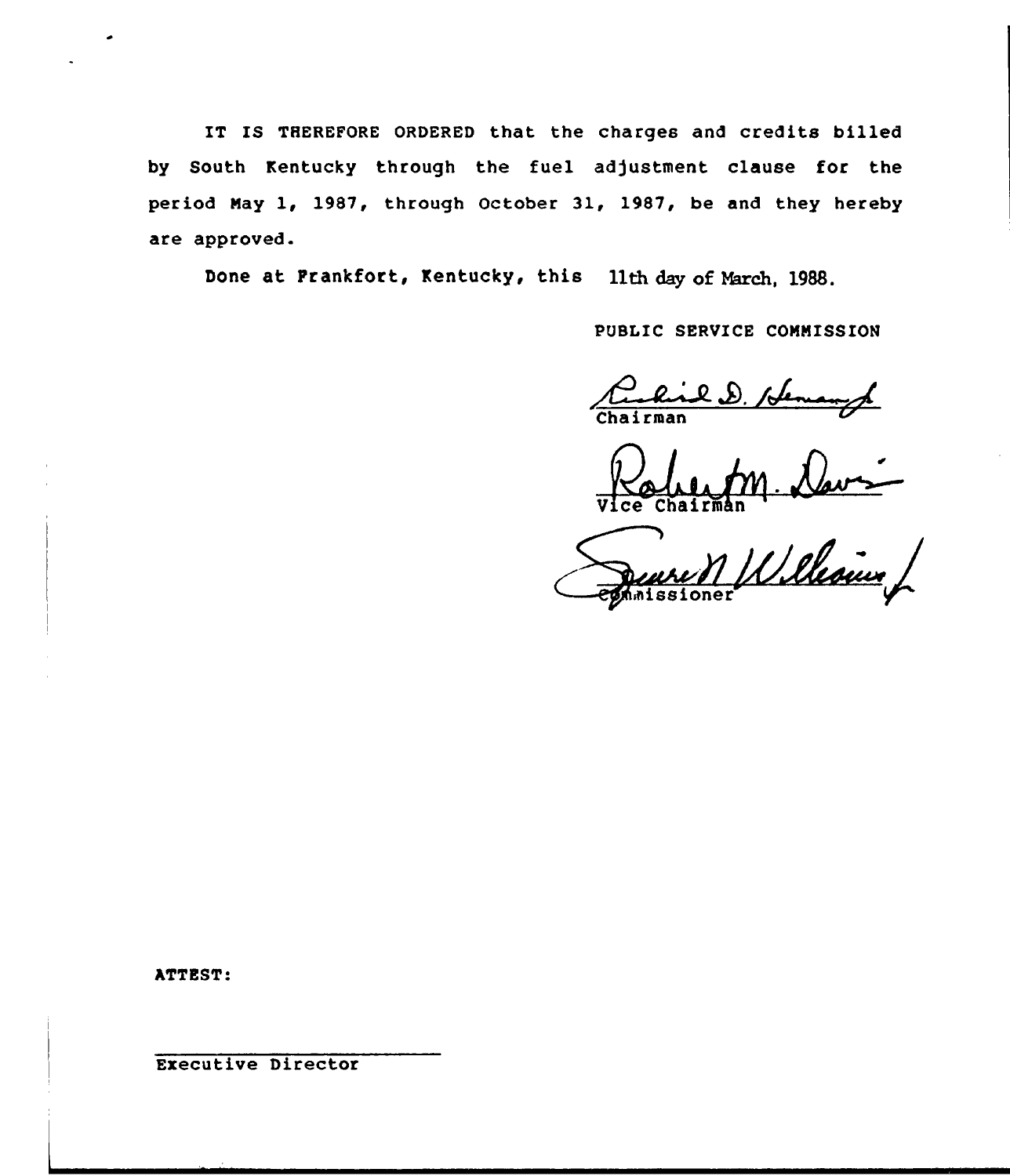IT IS THEREFORE ORDERED that the charges and credits billed by South Kentucky through the fuel adjustment clause for the period May 1, 1987, through October 31, 1987, be and they hereby are approved.

Done at Frankfort, Kentucky, this 11th day of March, 1988.

PUBLIC SERVICE COMMISSION

Chairman

Vice Chairman

Commissioner

ATTEST:

Executive Director